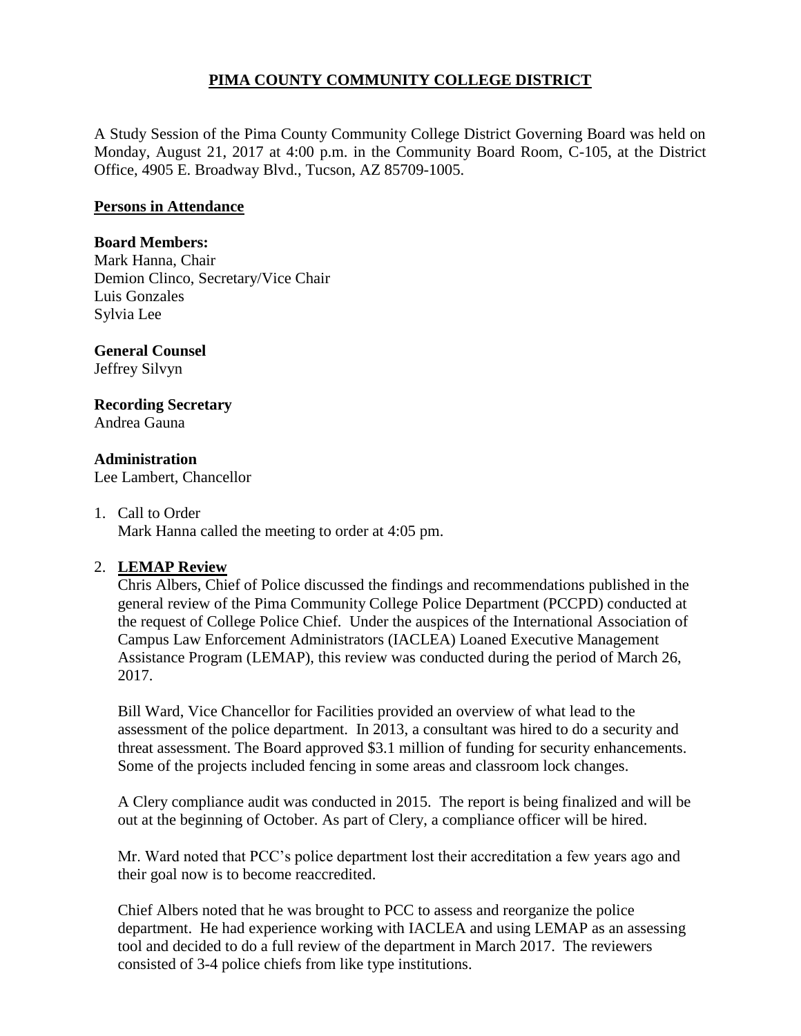# PIMA COUNTY COMMUNITY COLLEGE DISTRICT

A Study Session of the Pima County Community College District Governing Board was held on Monday, August 21, 2017 at 4:00 p.m. in the Community Board Room, C-105, at the District Office, 4905 E. Broadway Blvd., Tucson, AZ 85709-1005.

## Persons in Attendance

**Board Members:**
Mark Hanna, Chair
Demion Clinco, Secretary/Vice Chair
Luis Gonzales
Sylvia Lee

**General Counsel**
Jeffrey Silvyn

**Recording Secretary**
Andrea Gauna

**Administration**
Lee Lambert, Chancellor

1. Call to Order
   Mark Hanna called the meeting to order at 4:05 pm.

2. **LEMAP Review**
   Chris Albers, Chief of Police discussed the findings and recommendations published in the general review of the Pima Community College Police Department (PCCPD) conducted at the request of College Police Chief. Under the auspices of the International Association of Campus Law Enforcement Administrators (IACLEA) Loaned Executive Management Assistance Program (LEMAP), this review was conducted during the period of March 26, 2017.

   Bill Ward, Vice Chancellor for Facilities provided an overview of what lead to the assessment of the police department. In 2013, a consultant was hired to do a security and threat assessment. The Board approved $3.1 million of funding for security enhancements. Some of the projects included fencing in some areas and classroom lock changes.

   A Clery compliance audit was conducted in 2015. The report is being finalized and will be out at the beginning of October. As part of Clery, a compliance officer will be hired.

   Mr. Ward noted that PCC's police department lost their accreditation a few years ago and their goal now is to become reaccredited.

   Chief Albers noted that he was brought to PCC to assess and reorganize the police department. He had experience working with IACLEA and using LEMAP as an assessing tool and decided to do a full review of the department in March 2017. The reviewers consisted of 3-4 police chiefs from like type institutions.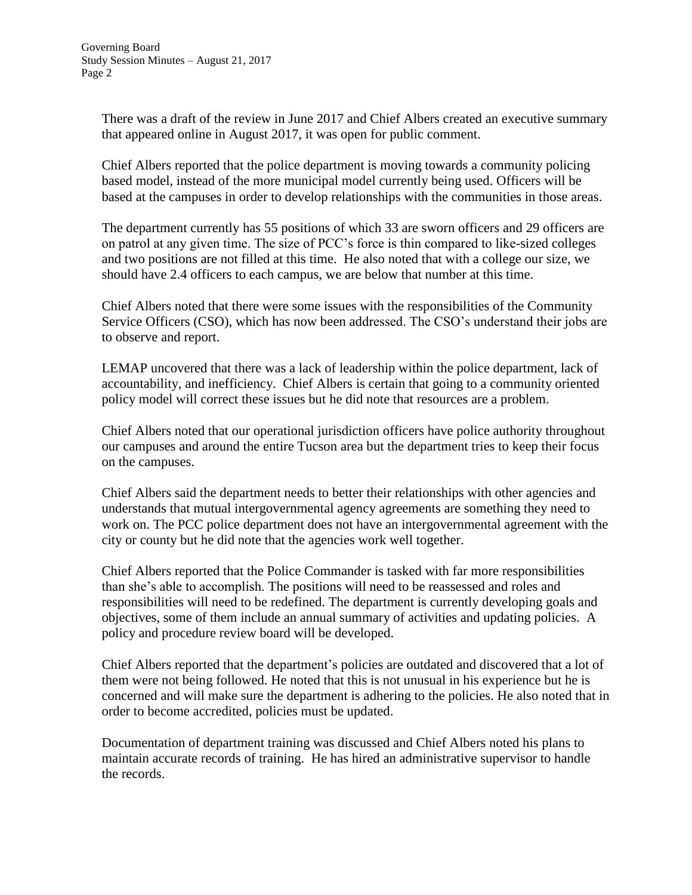There was a draft of the review in June 2017 and Chief Albers created an executive summary that appeared online in August 2017, it was open for public comment.

Chief Albers reported that the police department is moving towards a community policing based model, instead of the more municipal model currently being used. Officers will be based at the campuses in order to develop relationships with the communities in those areas.

The department currently has 55 positions of which 33 are sworn officers and 29 officers are on patrol at any given time. The size of PCC's force is thin compared to like-sized colleges and two positions are not filled at this time. He also noted that with a college our size, we should have 2.4 officers to each campus, we are below that number at this time.

Chief Albers noted that there were some issues with the responsibilities of the Community Service Officers (CSO), which has now been addressed. The CSO's understand their jobs are to observe and report.

LEMAP uncovered that there was a lack of leadership within the police department, lack of accountability, and inefficiency. Chief Albers is certain that going to a community oriented policy model will correct these issues but he did note that resources are a problem.

Chief Albers noted that our operational jurisdiction officers have police authority throughout our campuses and around the entire Tucson area but the department tries to keep their focus on the campuses.

Chief Albers said the department needs to better their relationships with other agencies and understands that mutual intergovernmental agency agreements are something they need to work on. The PCC police department does not have an intergovernmental agreement with the city or county but he did note that the agencies work well together.

Chief Albers reported that the Police Commander is tasked with far more responsibilities than she's able to accomplish. The positions will need to be reassessed and roles and responsibilities will need to be redefined. The department is currently developing goals and objectives, some of them include an annual summary of activities and updating policies. A policy and procedure review board will be developed.

Chief Albers reported that the department's policies are outdated and discovered that a lot of them were not being followed. He noted that this is not unusual in his experience but he is concerned and will make sure the department is adhering to the policies. He also noted that in order to become accredited, policies must be updated.

Documentation of department training was discussed and Chief Albers noted his plans to maintain accurate records of training. He has hired an administrative supervisor to handle the records.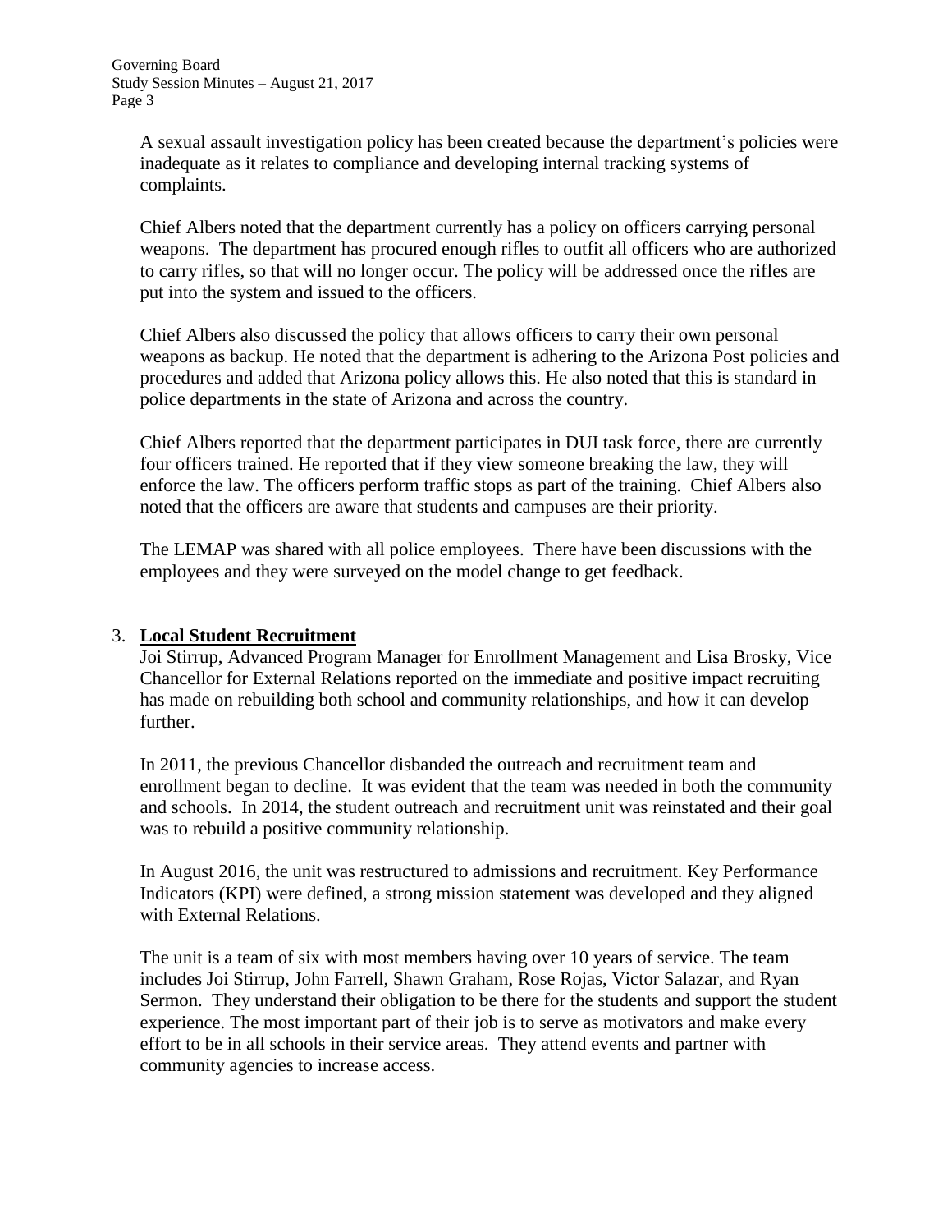A sexual assault investigation policy has been created because the department's policies were inadequate as it relates to compliance and developing internal tracking systems of complaints.

Chief Albers noted that the department currently has a policy on officers carrying personal weapons. The department has procured enough rifles to outfit all officers who are authorized to carry rifles, so that will no longer occur. The policy will be addressed once the rifles are put into the system and issued to the officers.

Chief Albers also discussed the policy that allows officers to carry their own personal weapons as backup. He noted that the department is adhering to the Arizona Post policies and procedures and added that Arizona policy allows this. He also noted that this is standard in police departments in the state of Arizona and across the country.

Chief Albers reported that the department participates in DUI task force, there are currently four officers trained. He reported that if they view someone breaking the law, they will enforce the law. The officers perform traffic stops as part of the training. Chief Albers also noted that the officers are aware that students and campuses are their priority.

The LEMAP was shared with all police employees. There have been discussions with the employees and they were surveyed on the model change to get feedback.

3. **Local Student Recruitment**

Joi Stirrup, Advanced Program Manager for Enrollment Management and Lisa Brosky, Vice Chancellor for External Relations reported on the immediate and positive impact recruiting has made on rebuilding both school and community relationships, and how it can develop further.

In 2011, the previous Chancellor disbanded the outreach and recruitment team and enrollment began to decline. It was evident that the team was needed in both the community and schools. In 2014, the student outreach and recruitment unit was reinstated and their goal was to rebuild a positive community relationship.

In August 2016, the unit was restructured to admissions and recruitment. Key Performance Indicators (KPI) were defined, a strong mission statement was developed and they aligned with External Relations.

The unit is a team of six with most members having over 10 years of service. The team includes Joi Stirrup, John Farrell, Shawn Graham, Rose Rojas, Victor Salazar, and Ryan Sermon. They understand their obligation to be there for the students and support the student experience. The most important part of their job is to serve as motivators and make every effort to be in all schools in their service areas. They attend events and partner with community agencies to increase access.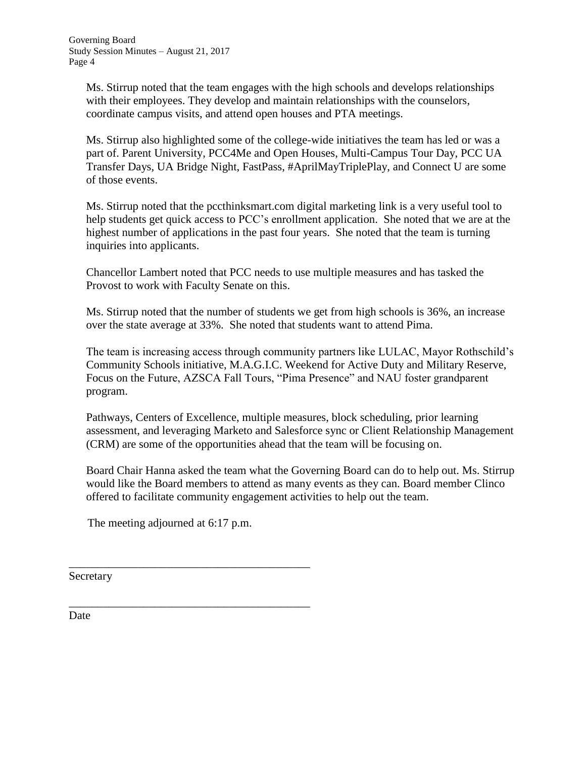Ms. Stirrup noted that the team engages with the high schools and develops relationships with their employees. They develop and maintain relationships with the counselors, coordinate campus visits, and attend open houses and PTA meetings.

Ms. Stirrup also highlighted some of the college-wide initiatives the team has led or was a part of. Parent University, PCC4Me and Open Houses, Multi-Campus Tour Day, PCC UA Transfer Days, UA Bridge Night, FastPass, #AprilMayTriplePlay, and Connect U are some of those events.

Ms. Stirrup noted that the pccthinksmart.com digital marketing link is a very useful tool to help students get quick access to PCC's enrollment application. She noted that we are at the highest number of applications in the past four years. She noted that the team is turning inquiries into applicants.

Chancellor Lambert noted that PCC needs to use multiple measures and has tasked the Provost to work with Faculty Senate on this.

Ms. Stirrup noted that the number of students we get from high schools is 36%, an increase over the state average at 33%. She noted that students want to attend Pima.

The team is increasing access through community partners like LULAC, Mayor Rothschild's Community Schools initiative, M.A.G.I.C. Weekend for Active Duty and Military Reserve, Focus on the Future, AZSCA Fall Tours, "Pima Presence" and NAU foster grandparent program.

Pathways, Centers of Excellence, multiple measures, block scheduling, prior learning assessment, and leveraging Marketo and Salesforce sync or Client Relationship Management (CRM) are some of the opportunities ahead that the team will be focusing on.

Board Chair Hanna asked the team what the Governing Board can do to help out. Ms. Stirrup would like the Board members to attend as many events as they can. Board member Clinco offered to facilitate community engagement activities to help out the team.

The meeting adjourned at 6:17 p.m.

\_\_\_\_\_\_\_\_\_\_\_\_\_\_\_\_\_\_\_\_\_\_\_\_\_\_\_\_\_\_\_\_\_\_\_\_\_\_\_\_\_\_
Secretary

\_\_\_\_\_\_\_\_\_\_\_\_\_\_\_\_\_\_\_\_\_\_\_\_\_\_\_\_\_\_\_\_\_\_\_\_\_\_\_\_\_\_
Date